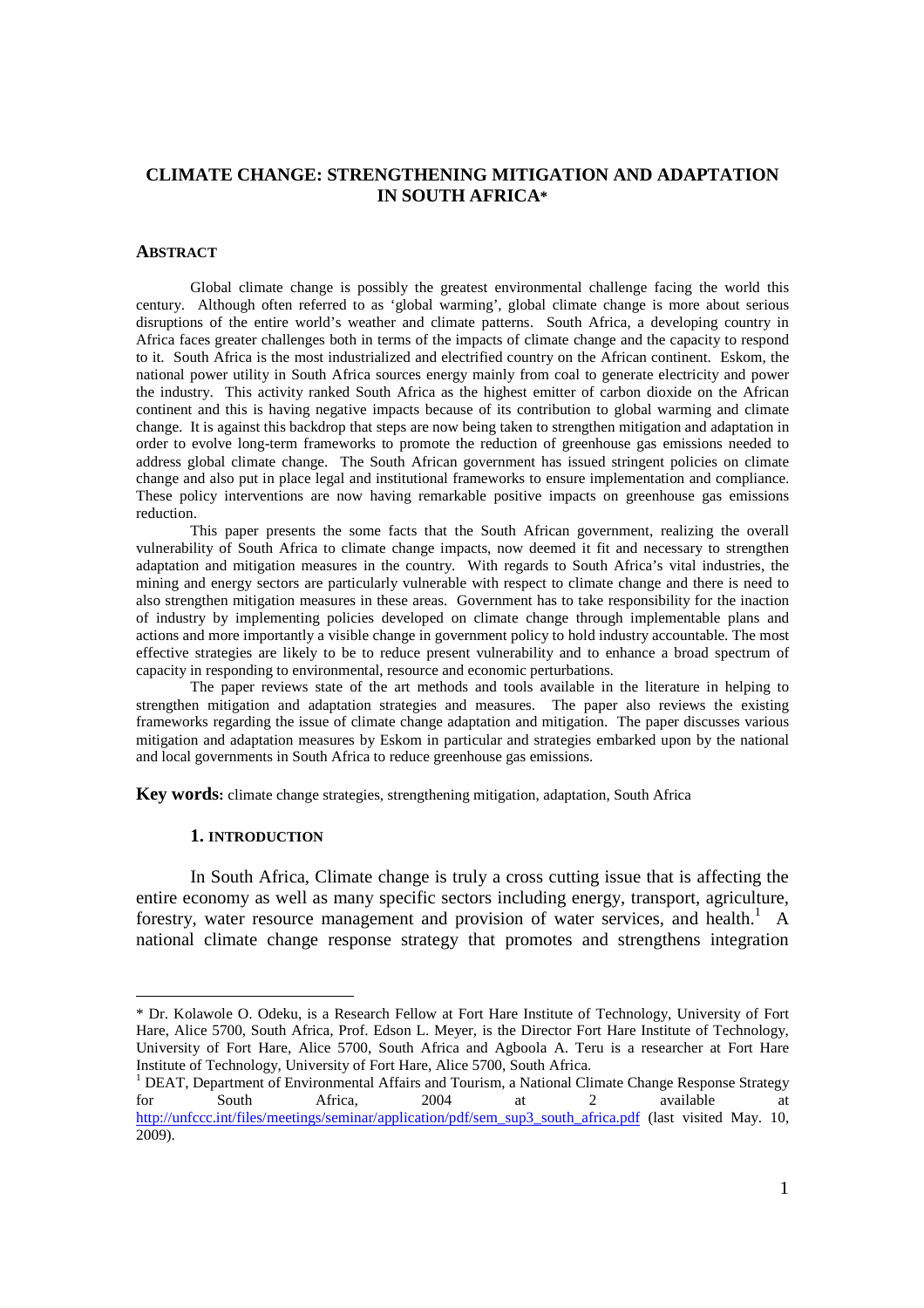# CLIMATE CHANGE: STRENGTHENING MITIGATION AND ADAPTATION IN SOUTH AFRICA*

## ABSTRACT

Global climate change is possibly the greatest environmental challenge facing the world this century. Although often referred to as 'global warming', global climate change is more about serious disruptions of the entire world's weather and climate patterns. South Africa, a developing country in Africa faces greater challenges both in terms of the impacts of climate change and the capacity to respond to it. South Africa is the most industrialized and electrified country on the African continent. Eskom, the national power utility in South Africa sources energy mainly from coal to generate electricity and power the industry. This activity ranked South Africa as the highest emitter of carbon dioxide on the African continent and this is having negative impacts because of its contribution to global warming and climate change. It is against this backdrop that steps are now being taken to strengthen mitigation and adaptation in order to evolve long-term frameworks to promote the reduction of greenhouse gas emissions needed to address global climate change. The South African government has issued stringent policies on climate change and also put in place legal and institutional frameworks to ensure implementation and compliance. These policy interventions are now having remarkable positive impacts on greenhouse gas emissions reduction.

This paper presents the some facts that the South African government, realizing the overall vulnerability of South Africa to climate change impacts, now deemed it fit and necessary to strengthen adaptation and mitigation measures in the country. With regards to South Africa's vital industries, the mining and energy sectors are particularly vulnerable with respect to climate change and there is need to also strengthen mitigation measures in these areas. Government has to take responsibility for the inaction of industry by implementing policies developed on climate change through implementable plans and actions and more importantly a visible change in government policy to hold industry accountable. The most effective strategies are likely to be to reduce present vulnerability and to enhance a broad spectrum of capacity in responding to environmental, resource and economic perturbations.

The paper reviews state of the art methods and tools available in the literature in helping to strengthen mitigation and adaptation strategies and measures. The paper also reviews the existing frameworks regarding the issue of climate change adaptation and mitigation. The paper discusses various mitigation and adaptation measures by Eskom in particular and strategies embarked upon by the national and local governments in South Africa to reduce greenhouse gas emissions.

**Key words:** climate change strategies, strengthening mitigation, adaptation, South Africa

## 1. INTRODUCTION

In South Africa, Climate change is truly a cross cutting issue that is affecting the entire economy as well as many specific sectors including energy, transport, agriculture, forestry, water resource management and provision of water services, and health.[1] A national climate change response strategy that promotes and strengthens integration

---

\* Dr. Kolawole O. Odeku, is a Research Fellow at Fort Hare Institute of Technology, University of Fort Hare, Alice 5700, South Africa, Prof. Edson L. Meyer, is the Director Fort Hare Institute of Technology, University of Fort Hare, Alice 5700, South Africa and Agboola A. Teru is a researcher at Fort Hare Institute of Technology, University of Fort Hare, Alice 5700, South Africa.

[1] DEAT, Department of Environmental Affairs and Tourism, a National Climate Change Response Strategy for South Africa, 2004 at 2 available at http://unfccc.int/files/meetings/seminar/application/pdf/sem_sup3_south_africa.pdf (last visited May. 10, 2009).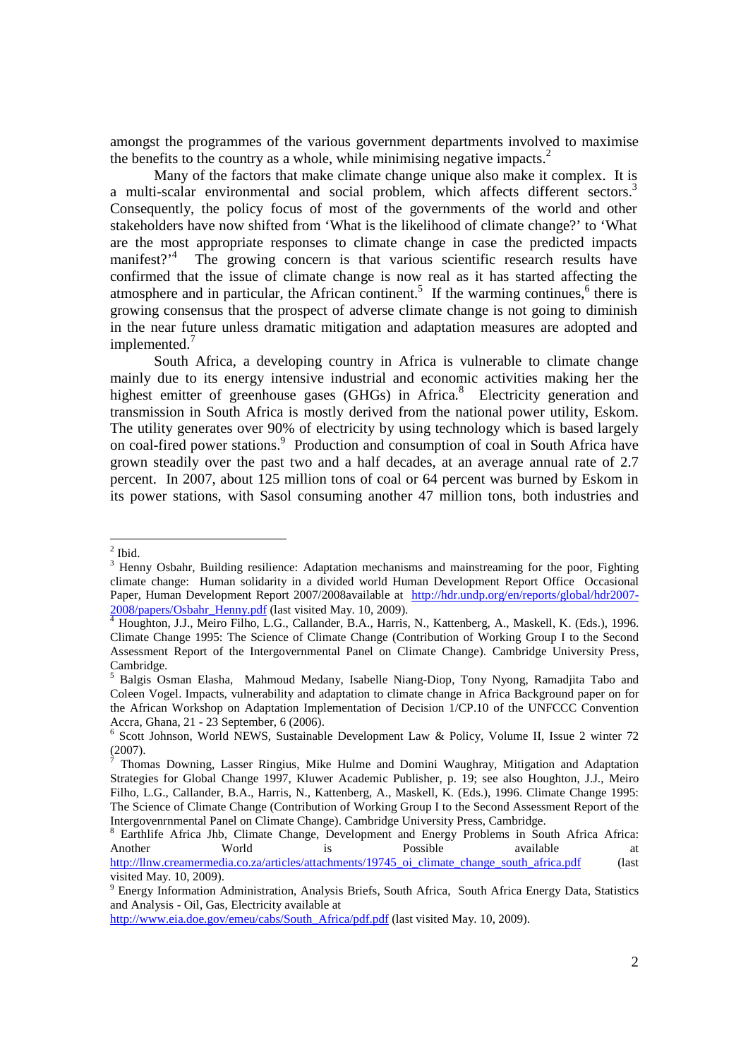amongst the programmes of the various government departments involved to maximise the benefits to the country as a whole, while minimising negative impacts.[2]

Many of the factors that make climate change unique also make it complex. It is a multi-scalar environmental and social problem, which affects different sectors.[3] Consequently, the policy focus of most of the governments of the world and other stakeholders have now shifted from 'What is the likelihood of climate change?' to 'What are the most appropriate responses to climate change in case the predicted impacts manifest?'[4] The growing concern is that various scientific research results have confirmed that the issue of climate change is now real as it has started affecting the atmosphere and in particular, the African continent.[5] If the warming continues,[6] there is growing consensus that the prospect of adverse climate change is not going to diminish in the near future unless dramatic mitigation and adaptation measures are adopted and implemented.[7]

South Africa, a developing country in Africa is vulnerable to climate change mainly due to its energy intensive industrial and economic activities making her the highest emitter of greenhouse gases (GHGs) in Africa.[8] Electricity generation and transmission in South Africa is mostly derived from the national power utility, Eskom. The utility generates over 90% of electricity by using technology which is based largely on coal-fired power stations.[9] Production and consumption of coal in South Africa have grown steadily over the past two and a half decades, at an average annual rate of 2.7 percent. In 2007, about 125 million tons of coal or 64 percent was burned by Eskom in its power stations, with Sasol consuming another 47 million tons, both industries and

---

[2] Ibid.

[3] Henny Osbahr, Building resilience: Adaptation mechanisms and mainstreaming for the poor, Fighting climate change: Human solidarity in a divided world Human Development Report Office Occasional Paper, Human Development Report 2007/2008available at http://hdr.undp.org/en/reports/global/hdr2007-2008/papers/Osbahr_Henny.pdf (last visited May. 10, 2009).

[4] Houghton, J.J., Meiro Filho, L.G., Callander, B.A., Harris, N., Kattenberg, A., Maskell, K. (Eds.), 1996. Climate Change 1995: The Science of Climate Change (Contribution of Working Group I to the Second Assessment Report of the Intergovernmental Panel on Climate Change). Cambridge University Press, Cambridge.

[5] Balgis Osman Elasha, Mahmoud Medany, Isabelle Niang-Diop, Tony Nyong, Ramadjita Tabo and Coleen Vogel. Impacts, vulnerability and adaptation to climate change in Africa Background paper on for the African Workshop on Adaptation Implementation of Decision 1/CP.10 of the UNFCCC Convention Accra, Ghana, 21 - 23 September, 6 (2006).

[6] Scott Johnson, World NEWS, Sustainable Development Law & Policy, Volume II, Issue 2 winter 72 (2007).

[7] Thomas Downing, Lasser Ringius, Mike Hulme and Domini Waughray, Mitigation and Adaptation Strategies for Global Change 1997, Kluwer Academic Publisher, p. 19; see also Houghton, J.J., Meiro Filho, L.G., Callander, B.A., Harris, N., Kattenberg, A., Maskell, K. (Eds.), 1996. Climate Change 1995: The Science of Climate Change (Contribution of Working Group I to the Second Assessment Report of the Intergovenrnmental Panel on Climate Change). Cambridge University Press, Cambridge.

[8] Earthlife Africa Jhb, Climate Change, Development and Energy Problems in South Africa Africa: Another World is Possible available at http://llnw.creamermedia.co.za/articles/attachments/19745_oi_climate_change_south_africa.pdf (last visited May. 10, 2009).

[9] Energy Information Administration, Analysis Briefs, South Africa, South Africa Energy Data, Statistics and Analysis - Oil, Gas, Electricity available at http://www.eia.doe.gov/emeu/cabs/South_Africa/pdf.pdf (last visited May. 10, 2009).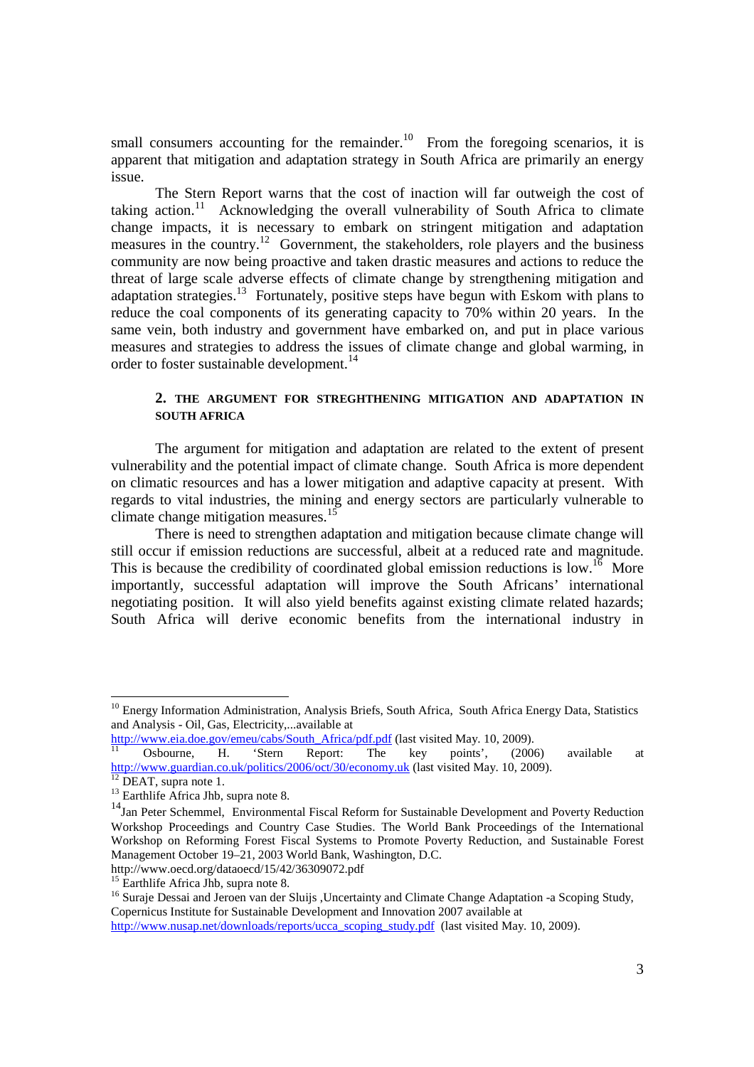small consumers accounting for the remainder.[10] From the foregoing scenarios, it is apparent that mitigation and adaptation strategy in South Africa are primarily an energy issue.

The Stern Report warns that the cost of inaction will far outweigh the cost of taking action.[11] Acknowledging the overall vulnerability of South Africa to climate change impacts, it is necessary to embark on stringent mitigation and adaptation measures in the country.[12] Government, the stakeholders, role players and the business community are now being proactive and taken drastic measures and actions to reduce the threat of large scale adverse effects of climate change by strengthening mitigation and adaptation strategies.[13] Fortunately, positive steps have begun with Eskom with plans to reduce the coal components of its generating capacity to 70% within 20 years. In the same vein, both industry and government have embarked on, and put in place various measures and strategies to address the issues of climate change and global warming, in order to foster sustainable development.[14]

## 2. THE ARGUMENT FOR STREGHTHENING MITIGATION AND ADAPTATION IN SOUTH AFRICA

The argument for mitigation and adaptation are related to the extent of present vulnerability and the potential impact of climate change. South Africa is more dependent on climatic resources and has a lower mitigation and adaptive capacity at present. With regards to vital industries, the mining and energy sectors are particularly vulnerable to climate change mitigation measures.[15]

There is need to strengthen adaptation and mitigation because climate change will still occur if emission reductions are successful, albeit at a reduced rate and magnitude. This is because the credibility of coordinated global emission reductions is low.[16] More importantly, successful adaptation will improve the South Africans' international negotiating position. It will also yield benefits against existing climate related hazards; South Africa will derive economic benefits from the international industry in

---

[10] Energy Information Administration, Analysis Briefs, South Africa, South Africa Energy Data, Statistics and Analysis - Oil, Gas, Electricity,...available at http://www.eia.doe.gov/emeu/cabs/South_Africa/pdf.pdf (last visited May. 10, 2009).

[11] Osbourne, H. 'Stern Report: The key points', (2006) available at http://www.guardian.co.uk/politics/2006/oct/30/economy.uk (last visited May. 10, 2009).

[12] DEAT, supra note 1.

[13] Earthlife Africa Jhb, supra note 8.

[14] Jan Peter Schemmel, Environmental Fiscal Reform for Sustainable Development and Poverty Reduction Workshop Proceedings and Country Case Studies. The World Bank Proceedings of the International Workshop on Reforming Forest Fiscal Systems to Promote Poverty Reduction, and Sustainable Forest Management October 19–21, 2003 World Bank, Washington, D.C. http://www.oecd.org/dataoecd/15/42/36309072.pdf

[15] Earthlife Africa Jhb, supra note 8.

[16] Suraje Dessai and Jeroen van der Sluijs ,Uncertainty and Climate Change Adaptation -a Scoping Study, Copernicus Institute for Sustainable Development and Innovation 2007 available at http://www.nusap.net/downloads/reports/ucca_scoping_study.pdf (last visited May. 10, 2009).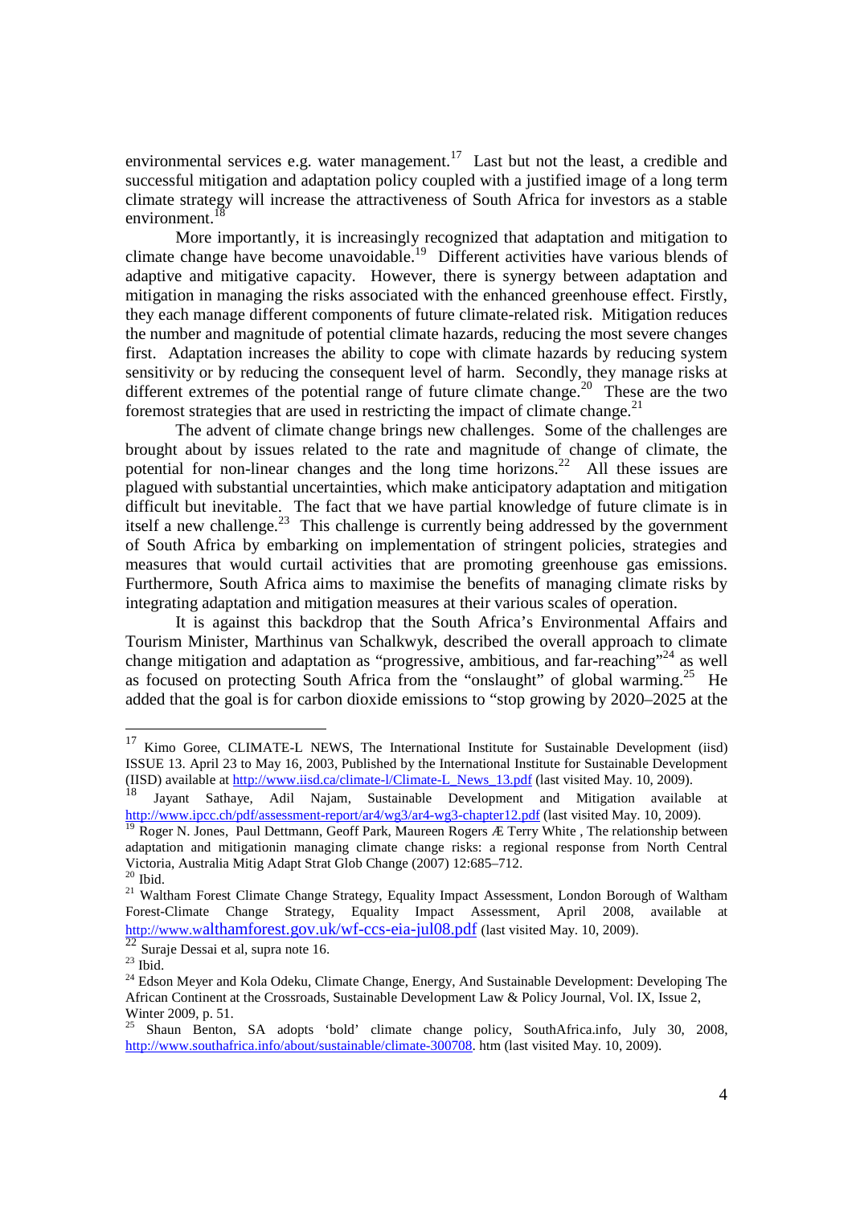environmental services e.g. water management.[17] Last but not the least, a credible and successful mitigation and adaptation policy coupled with a justified image of a long term climate strategy will increase the attractiveness of South Africa for investors as a stable environment.[18]

More importantly, it is increasingly recognized that adaptation and mitigation to climate change have become unavoidable.[19] Different activities have various blends of adaptive and mitigative capacity. However, there is synergy between adaptation and mitigation in managing the risks associated with the enhanced greenhouse effect. Firstly, they each manage different components of future climate-related risk. Mitigation reduces the number and magnitude of potential climate hazards, reducing the most severe changes first. Adaptation increases the ability to cope with climate hazards by reducing system sensitivity or by reducing the consequent level of harm. Secondly, they manage risks at different extremes of the potential range of future climate change.[20] These are the two foremost strategies that are used in restricting the impact of climate change.[21]

The advent of climate change brings new challenges. Some of the challenges are brought about by issues related to the rate and magnitude of change of climate, the potential for non-linear changes and the long time horizons.[22] All these issues are plagued with substantial uncertainties, which make anticipatory adaptation and mitigation difficult but inevitable. The fact that we have partial knowledge of future climate is in itself a new challenge.[23] This challenge is currently being addressed by the government of South Africa by embarking on implementation of stringent policies, strategies and measures that would curtail activities that are promoting greenhouse gas emissions. Furthermore, South Africa aims to maximise the benefits of managing climate risks by integrating adaptation and mitigation measures at their various scales of operation.

It is against this backdrop that the South Africa's Environmental Affairs and Tourism Minister, Marthinus van Schalkwyk, described the overall approach to climate change mitigation and adaptation as "progressive, ambitious, and far-reaching"[24] as well as focused on protecting South Africa from the "onslaught" of global warming.[25] He added that the goal is for carbon dioxide emissions to "stop growing by 2020–2025 at the

---

[17] Kimo Goree, CLIMATE-L NEWS, The International Institute for Sustainable Development (iisd) ISSUE 13. April 23 to May 16, 2003, Published by the International Institute for Sustainable Development (IISD) available at http://www.iisd.ca/climate-l/Climate-L_News_13.pdf (last visited May. 10, 2009).

[18] Jayant Sathaye, Adil Najam, Sustainable Development and Mitigation available at http://www.ipcc.ch/pdf/assessment-report/ar4/wg3/ar4-wg3-chapter12.pdf (last visited May. 10, 2009).

[19] Roger N. Jones, Paul Dettmann, Geoff Park, Maureen Rogers Æ Terry White , The relationship between adaptation and mitigationin managing climate change risks: a regional response from North Central Victoria, Australia Mitig Adapt Strat Glob Change (2007) 12:685–712.

[20] Ibid.

[21] Waltham Forest Climate Change Strategy, Equality Impact Assessment, London Borough of Waltham Forest-Climate Change Strategy, Equality Impact Assessment, April 2008, available at http://www.walthamforest.gov.uk/wf-ccs-eia-jul08.pdf (last visited May. 10, 2009).

[22] Suraje Dessai et al, supra note 16.

[23] Ibid.

[24] Edson Meyer and Kola Odeku, Climate Change, Energy, And Sustainable Development: Developing The African Continent at the Crossroads, Sustainable Development Law & Policy Journal, Vol. IX, Issue 2, Winter 2009, p. 51.

[25] Shaun Benton, SA adopts 'bold' climate change policy, SouthAfrica.info, July 30, 2008, http://www.southafrica.info/about/sustainable/climate-300708. htm (last visited May. 10, 2009).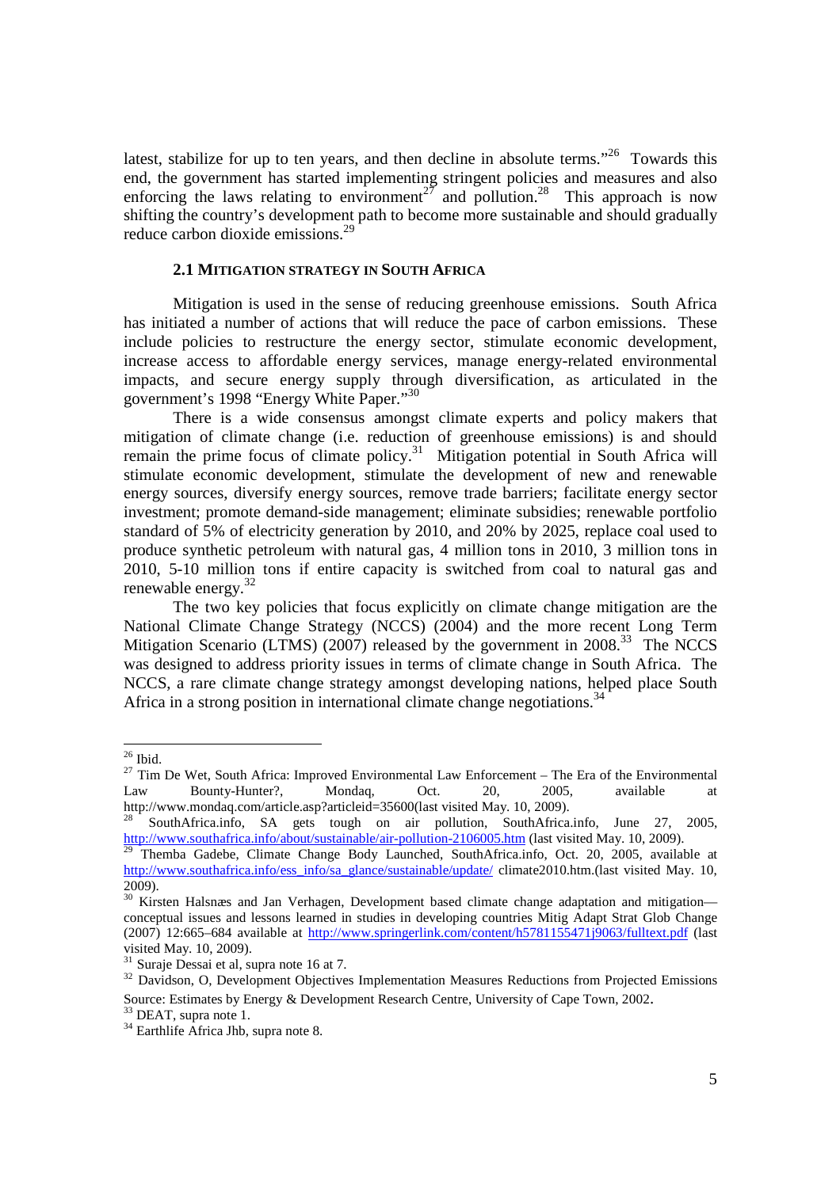latest, stabilize for up to ten years, and then decline in absolute terms."[26] Towards this end, the government has started implementing stringent policies and measures and also enforcing the laws relating to environment[27] and pollution.[28] This approach is now shifting the country's development path to become more sustainable and should gradually reduce carbon dioxide emissions.[29]

### 2.1 MITIGATION STRATEGY IN SOUTH AFRICA

Mitigation is used in the sense of reducing greenhouse emissions. South Africa has initiated a number of actions that will reduce the pace of carbon emissions. These include policies to restructure the energy sector, stimulate economic development, increase access to affordable energy services, manage energy-related environmental impacts, and secure energy supply through diversification, as articulated in the government's 1998 "Energy White Paper."[30]

There is a wide consensus amongst climate experts and policy makers that mitigation of climate change (i.e. reduction of greenhouse emissions) is and should remain the prime focus of climate policy.[31] Mitigation potential in South Africa will stimulate economic development, stimulate the development of new and renewable energy sources, diversify energy sources, remove trade barriers; facilitate energy sector investment; promote demand-side management; eliminate subsidies; renewable portfolio standard of 5% of electricity generation by 2010, and 20% by 2025, replace coal used to produce synthetic petroleum with natural gas, 4 million tons in 2010, 3 million tons in 2010, 5-10 million tons if entire capacity is switched from coal to natural gas and renewable energy.[32]

The two key policies that focus explicitly on climate change mitigation are the National Climate Change Strategy (NCCS) (2004) and the more recent Long Term Mitigation Scenario (LTMS) (2007) released by the government in 2008.[33] The NCCS was designed to address priority issues in terms of climate change in South Africa. The NCCS, a rare climate change strategy amongst developing nations, helped place South Africa in a strong position in international climate change negotiations.[34]

---

[26] Ibid.

[27] Tim De Wet, South Africa: Improved Environmental Law Enforcement – The Era of the Environmental Law Bounty-Hunter?, Mondaq, Oct. 20, 2005, available at http://www.mondaq.com/article.asp?articleid=35600(last visited May. 10, 2009).

[28] SouthAfrica.info, SA gets tough on air pollution, SouthAfrica.info, June 27, 2005, http://www.southafrica.info/about/sustainable/air-pollution-2106005.htm (last visited May. 10, 2009).

[29] Themba Gadebe, Climate Change Body Launched, SouthAfrica.info, Oct. 20, 2005, available at http://www.southafrica.info/ess_info/sa_glance/sustainable/update/ climate2010.htm.(last visited May. 10, 2009).

[30] Kirsten Halsnæs and Jan Verhagen, Development based climate change adaptation and mitigation—conceptual issues and lessons learned in studies in developing countries Mitig Adapt Strat Glob Change (2007) 12:665–684 available at http://www.springerlink.com/content/h5781155471j9063/fulltext.pdf (last visited May. 10, 2009).

[31] Suraje Dessai et al, supra note 16 at 7.

[32] Davidson, O, Development Objectives Implementation Measures Reductions from Projected Emissions Source: Estimates by Energy & Development Research Centre, University of Cape Town, 2002.

[33] DEAT, supra note 1.

[34] Earthlife Africa Jhb, supra note 8.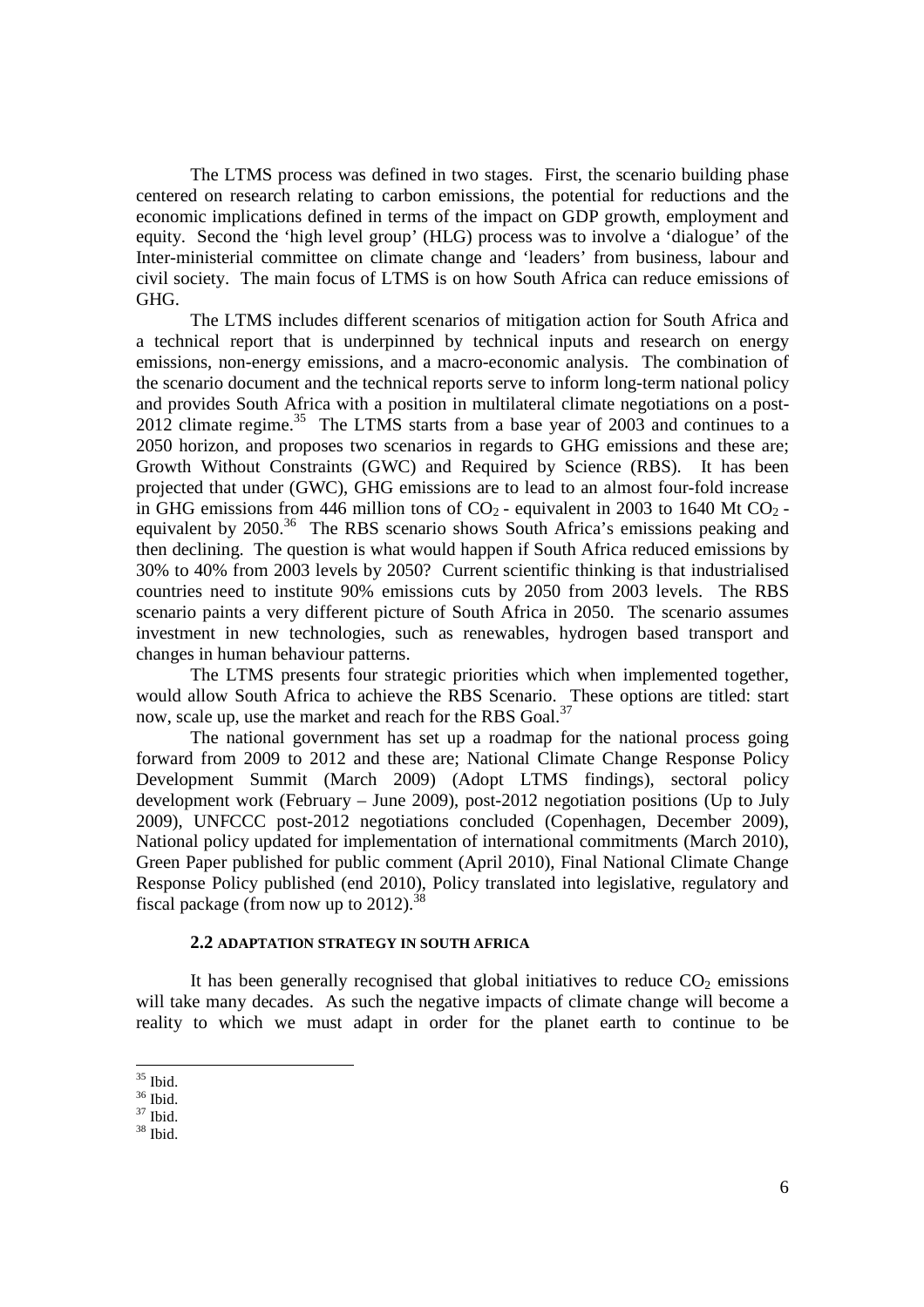The LTMS process was defined in two stages. First, the scenario building phase centered on research relating to carbon emissions, the potential for reductions and the economic implications defined in terms of the impact on GDP growth, employment and equity. Second the 'high level group' (HLG) process was to involve a 'dialogue' of the Inter-ministerial committee on climate change and 'leaders' from business, labour and civil society. The main focus of LTMS is on how South Africa can reduce emissions of GHG.

The LTMS includes different scenarios of mitigation action for South Africa and a technical report that is underpinned by technical inputs and research on energy emissions, non-energy emissions, and a macro-economic analysis. The combination of the scenario document and the technical reports serve to inform long-term national policy and provides South Africa with a position in multilateral climate negotiations on a post-2012 climate regime.[35] The LTMS starts from a base year of 2003 and continues to a 2050 horizon, and proposes two scenarios in regards to GHG emissions and these are; Growth Without Constraints (GWC) and Required by Science (RBS). It has been projected that under (GWC), GHG emissions are to lead to an almost four-fold increase in GHG emissions from 446 million tons of $CO_2$ - equivalent in 2003 to 1640 Mt $CO_2$ - equivalent by 2050.[36] The RBS scenario shows South Africa's emissions peaking and then declining. The question is what would happen if South Africa reduced emissions by 30% to 40% from 2003 levels by 2050? Current scientific thinking is that industrialised countries need to institute 90% emissions cuts by 2050 from 2003 levels. The RBS scenario paints a very different picture of South Africa in 2050. The scenario assumes investment in new technologies, such as renewables, hydrogen based transport and changes in human behaviour patterns.

The LTMS presents four strategic priorities which when implemented together, would allow South Africa to achieve the RBS Scenario. These options are titled: start now, scale up, use the market and reach for the RBS Goal.[37]

The national government has set up a roadmap for the national process going forward from 2009 to 2012 and these are; National Climate Change Response Policy Development Summit (March 2009) (Adopt LTMS findings), sectoral policy development work (February – June 2009), post-2012 negotiation positions (Up to July 2009), UNFCCC post-2012 negotiations concluded (Copenhagen, December 2009), National policy updated for implementation of international commitments (March 2010), Green Paper published for public comment (April 2010), Final National Climate Change Response Policy published (end 2010), Policy translated into legislative, regulatory and fiscal package (from now up to 2012).[38]

### 2.2 ADAPTATION STRATEGY IN SOUTH AFRICA

It has been generally recognised that global initiatives to reduce $CO_2$ emissions will take many decades. As such the negative impacts of climate change will become a reality to which we must adapt in order for the planet earth to continue to be

---

[35] Ibid.
[36] Ibid.
[37] Ibid.
[38] Ibid.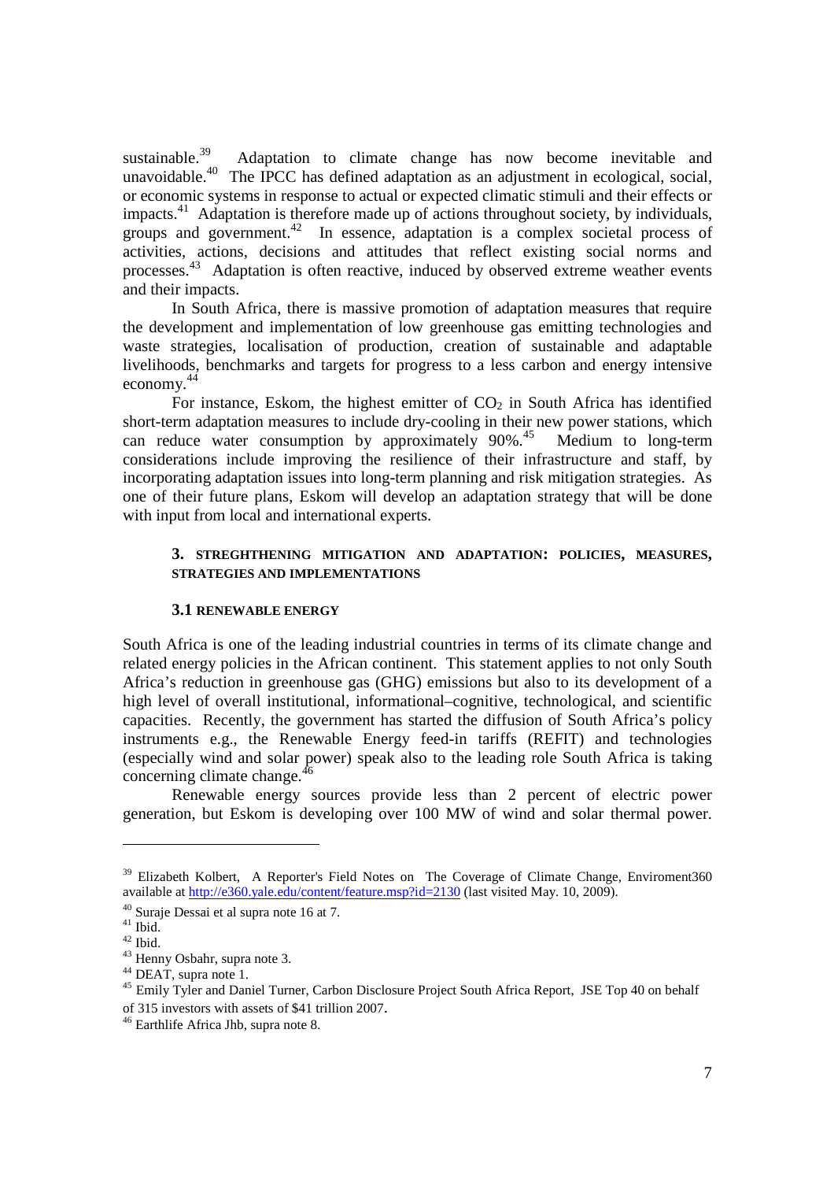sustainable.[39] Adaptation to climate change has now become inevitable and unavoidable.[40] The IPCC has defined adaptation as an adjustment in ecological, social, or economic systems in response to actual or expected climatic stimuli and their effects or impacts.[41] Adaptation is therefore made up of actions throughout society, by individuals, groups and government.[42] In essence, adaptation is a complex societal process of activities, actions, decisions and attitudes that reflect existing social norms and processes.[43] Adaptation is often reactive, induced by observed extreme weather events and their impacts.

In South Africa, there is massive promotion of adaptation measures that require the development and implementation of low greenhouse gas emitting technologies and waste strategies, localisation of production, creation of sustainable and adaptable livelihoods, benchmarks and targets for progress to a less carbon and energy intensive economy.[44]

For instance, Eskom, the highest emitter of $CO_2$ in South Africa has identified short-term adaptation measures to include dry-cooling in their new power stations, which can reduce water consumption by approximately 90%.[45] Medium to long-term considerations include improving the resilience of their infrastructure and staff, by incorporating adaptation issues into long-term planning and risk mitigation strategies. As one of their future plans, Eskom will develop an adaptation strategy that will be done with input from local and international experts.

## 3. STREGHTHENING MITIGATION AND ADAPTATION: POLICIES, MEASURES, STRATEGIES AND IMPLEMENTATIONS

### 3.1 RENEWABLE ENERGY

South Africa is one of the leading industrial countries in terms of its climate change and related energy policies in the African continent. This statement applies to not only South Africa's reduction in greenhouse gas (GHG) emissions but also to its development of a high level of overall institutional, informational–cognitive, technological, and scientific capacities. Recently, the government has started the diffusion of South Africa's policy instruments e.g., the Renewable Energy feed-in tariffs (REFIT) and technologies (especially wind and solar power) speak also to the leading role South Africa is taking concerning climate change.[46]

Renewable energy sources provide less than 2 percent of electric power generation, but Eskom is developing over 100 MW of wind and solar thermal power.

---

[39] Elizabeth Kolbert, A Reporter's Field Notes on The Coverage of Climate Change, Enviroment360 available at http://e360.yale.edu/content/feature.msp?id=2130 (last visited May. 10, 2009).

[40] Suraje Dessai et al supra note 16 at 7.

[41] Ibid.

[42] Ibid.

[43] Henny Osbahr, supra note 3.

[44] DEAT, supra note 1.

[45] Emily Tyler and Daniel Turner, Carbon Disclosure Project South Africa Report, JSE Top 40 on behalf of 315 investors with assets of $41 trillion 2007.

[46] Earthlife Africa Jhb, supra note 8.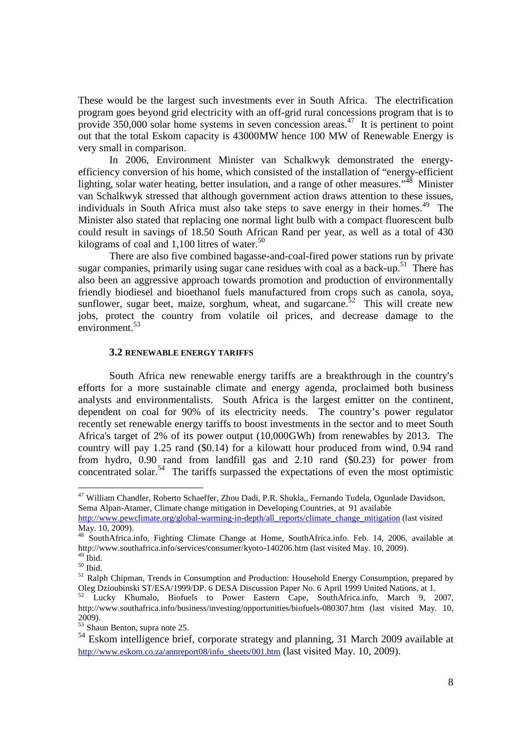These would be the largest such investments ever in South Africa. The electrification program goes beyond grid electricity with an off-grid rural concessions program that is to provide 350,000 solar home systems in seven concession areas.[47] It is pertinent to point out that the total Eskom capacity is 43000MW hence 100 MW of Renewable Energy is very small in comparison.

In 2006, Environment Minister van Schalkwyk demonstrated the energy-efficiency conversion of his home, which consisted of the installation of "energy-efficient lighting, solar water heating, better insulation, and a range of other measures."[48] Minister van Schalkwyk stressed that although government action draws attention to these issues, individuals in South Africa must also take steps to save energy in their homes.[49] The Minister also stated that replacing one normal light bulb with a compact fluorescent bulb could result in savings of 18.50 South African Rand per year, as well as a total of 430 kilograms of coal and 1,100 litres of water.[50]

There are also five combined bagasse-and-coal-fired power stations run by private sugar companies, primarily using sugar cane residues with coal as a back-up.[51] There has also been an aggressive approach towards promotion and production of environmentally friendly biodiesel and bioethanol fuels manufactured from crops such as canola, soya, sunflower, sugar beet, maize, sorghum, wheat, and sugarcane.[52] This will create new jobs, protect the country from volatile oil prices, and decrease damage to the environment.[53]

### 3.2 RENEWABLE ENERGY TARIFFS

South Africa new renewable energy tariffs are a breakthrough in the country's efforts for a more sustainable climate and energy agenda, proclaimed both business analysts and environmentalists. South Africa is the largest emitter on the continent, dependent on coal for 90% of its electricity needs. The country's power regulator recently set renewable energy tariffs to boost investments in the sector and to meet South Africa's target of 2% of its power output (10,000GWh) from renewables by 2013. The country will pay 1.25 rand ($0.14) for a kilowatt hour produced from wind, 0.94 rand from hydro, 0.90 rand from landfill gas and 2.10 rand ($0.23) for power from concentrated solar.[54] The tariffs surpassed the expectations of even the most optimistic

---

[47] William Chandler, Roberto Schaeffer, Zhou Dadi, P.R. Shukla,, Fernando Tudela, Ogunlade Davidson, Sema Alpan-Atamer, Climate change mitigation in Developing Countries, at 91 available http://www.pewclimate.org/global-warming-in-depth/all_reports/climate_change_mitigation (last visited May. 10, 2009).

[48] SouthAfrica.info, Fighting Climate Change at Home, SouthAfrica.info. Feb. 14, 2006, available at http://www.southafrica.info/services/consumer/kyoto-140206.htm (last visited May. 10, 2009).

[49] Ibid.

[50] Ibid.

[51] Ralph Chipman, Trends in Consumption and Production: Household Energy Consumption, prepared by Oleg Dzioubinski ST/ESA/1999/DP. 6 DESA Discussion Paper No. 6 April 1999 United Nations, at 1.

[52] Lucky Khumalo, Biofuels to Power Eastern Cape, SouthAfrica.info, March 9, 2007, http://www.southafrica.info/business/investing/opportunities/biofuels-080307.htm (last visited May. 10, 2009).

[53] Shaun Benton, supra note 25.

[54] Eskom intelligence brief, corporate strategy and planning, 31 March 2009 available at http://www.eskom.co.za/annreport08/info_sheets/001.htm (last visited May. 10, 2009).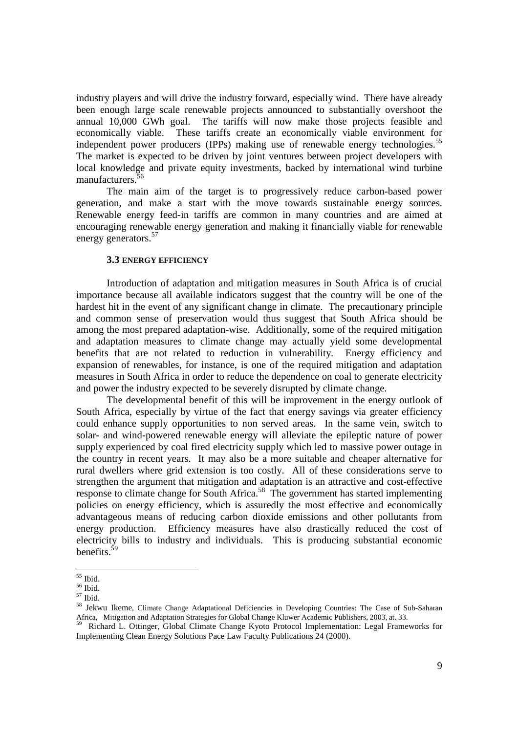industry players and will drive the industry forward, especially wind. There have already been enough large scale renewable projects announced to substantially overshoot the annual 10,000 GWh goal. The tariffs will now make those projects feasible and economically viable. These tariffs create an economically viable environment for independent power producers (IPPs) making use of renewable energy technologies.[55] The market is expected to be driven by joint ventures between project developers with local knowledge and private equity investments, backed by international wind turbine manufacturers.[56]

The main aim of the target is to progressively reduce carbon-based power generation, and make a start with the move towards sustainable energy sources. Renewable energy feed-in tariffs are common in many countries and are aimed at encouraging renewable energy generation and making it financially viable for renewable energy generators.[57]

### 3.3 ENERGY EFFICIENCY

Introduction of adaptation and mitigation measures in South Africa is of crucial importance because all available indicators suggest that the country will be one of the hardest hit in the event of any significant change in climate. The precautionary principle and common sense of preservation would thus suggest that South Africa should be among the most prepared adaptation-wise. Additionally, some of the required mitigation and adaptation measures to climate change may actually yield some developmental benefits that are not related to reduction in vulnerability. Energy efficiency and expansion of renewables, for instance, is one of the required mitigation and adaptation measures in South Africa in order to reduce the dependence on coal to generate electricity and power the industry expected to be severely disrupted by climate change.

The developmental benefit of this will be improvement in the energy outlook of South Africa, especially by virtue of the fact that energy savings via greater efficiency could enhance supply opportunities to non served areas. In the same vein, switch to solar- and wind-powered renewable energy will alleviate the epileptic nature of power supply experienced by coal fired electricity supply which led to massive power outage in the country in recent years. It may also be a more suitable and cheaper alternative for rural dwellers where grid extension is too costly. All of these considerations serve to strengthen the argument that mitigation and adaptation is an attractive and cost-effective response to climate change for South Africa.[58] The government has started implementing policies on energy efficiency, which is assuredly the most effective and economically advantageous means of reducing carbon dioxide emissions and other pollutants from energy production. Efficiency measures have also drastically reduced the cost of electricity bills to industry and individuals. This is producing substantial economic benefits.[59]

---

[55] Ibid.

[56] Ibid.

[57] Ibid.

[58] Jekwu Ikeme, Climate Change Adaptational Deficiencies in Developing Countries: The Case of Sub-Saharan Africa, Mitigation and Adaptation Strategies for Global Change Kluwer Academic Publishers, 2003, at. 33.

[59] Richard L. Ottinger, Global Climate Change Kyoto Protocol Implementation: Legal Frameworks for Implementing Clean Energy Solutions Pace Law Faculty Publications 24 (2000).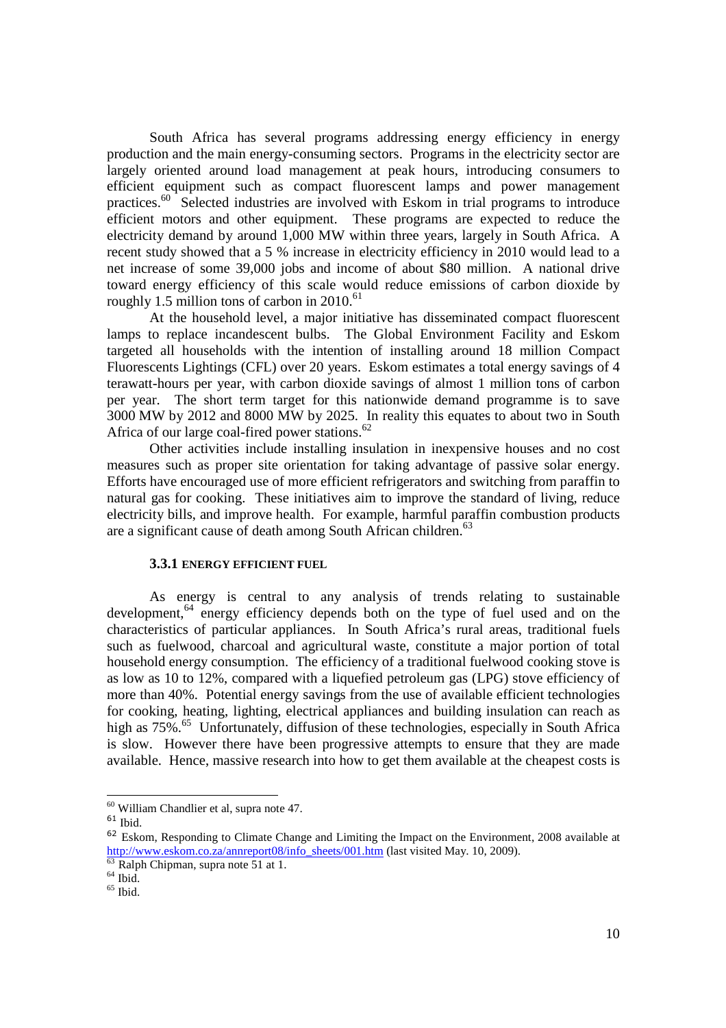South Africa has several programs addressing energy efficiency in energy production and the main energy-consuming sectors. Programs in the electricity sector are largely oriented around load management at peak hours, introducing consumers to efficient equipment such as compact fluorescent lamps and power management practices.[60] Selected industries are involved with Eskom in trial programs to introduce efficient motors and other equipment. These programs are expected to reduce the electricity demand by around 1,000 MW within three years, largely in South Africa. A recent study showed that a 5 % increase in electricity efficiency in 2010 would lead to a net increase of some 39,000 jobs and income of about $80 million. A national drive toward energy efficiency of this scale would reduce emissions of carbon dioxide by roughly 1.5 million tons of carbon in 2010.[61]

At the household level, a major initiative has disseminated compact fluorescent lamps to replace incandescent bulbs. The Global Environment Facility and Eskom targeted all households with the intention of installing around 18 million Compact Fluorescents Lightings (CFL) over 20 years. Eskom estimates a total energy savings of 4 terawatt-hours per year, with carbon dioxide savings of almost 1 million tons of carbon per year. The short term target for this nationwide demand programme is to save 3000 MW by 2012 and 8000 MW by 2025. In reality this equates to about two in South Africa of our large coal-fired power stations.[62]

Other activities include installing insulation in inexpensive houses and no cost measures such as proper site orientation for taking advantage of passive solar energy. Efforts have encouraged use of more efficient refrigerators and switching from paraffin to natural gas for cooking. These initiatives aim to improve the standard of living, reduce electricity bills, and improve health. For example, harmful paraffin combustion products are a significant cause of death among South African children.[63]

### 3.3.1 ENERGY EFFICIENT FUEL

As energy is central to any analysis of trends relating to sustainable development,[64] energy efficiency depends both on the type of fuel used and on the characteristics of particular appliances. In South Africa's rural areas, traditional fuels such as fuelwood, charcoal and agricultural waste, constitute a major portion of total household energy consumption. The efficiency of a traditional fuelwood cooking stove is as low as 10 to 12%, compared with a liquefied petroleum gas (LPG) stove efficiency of more than 40%. Potential energy savings from the use of available efficient technologies for cooking, heating, lighting, electrical appliances and building insulation can reach as high as 75%.[65] Unfortunately, diffusion of these technologies, especially in South Africa is slow. However there have been progressive attempts to ensure that they are made available. Hence, massive research into how to get them available at the cheapest costs is

---

[60] William Chandlier et al, supra note 47.

[61] Ibid.

[62] Eskom, Responding to Climate Change and Limiting the Impact on the Environment, 2008 available at http://www.eskom.co.za/annreport08/info_sheets/001.htm (last visited May. 10, 2009).

[63] Ralph Chipman, supra note 51 at 1.

[64] Ibid.

[65] Ibid.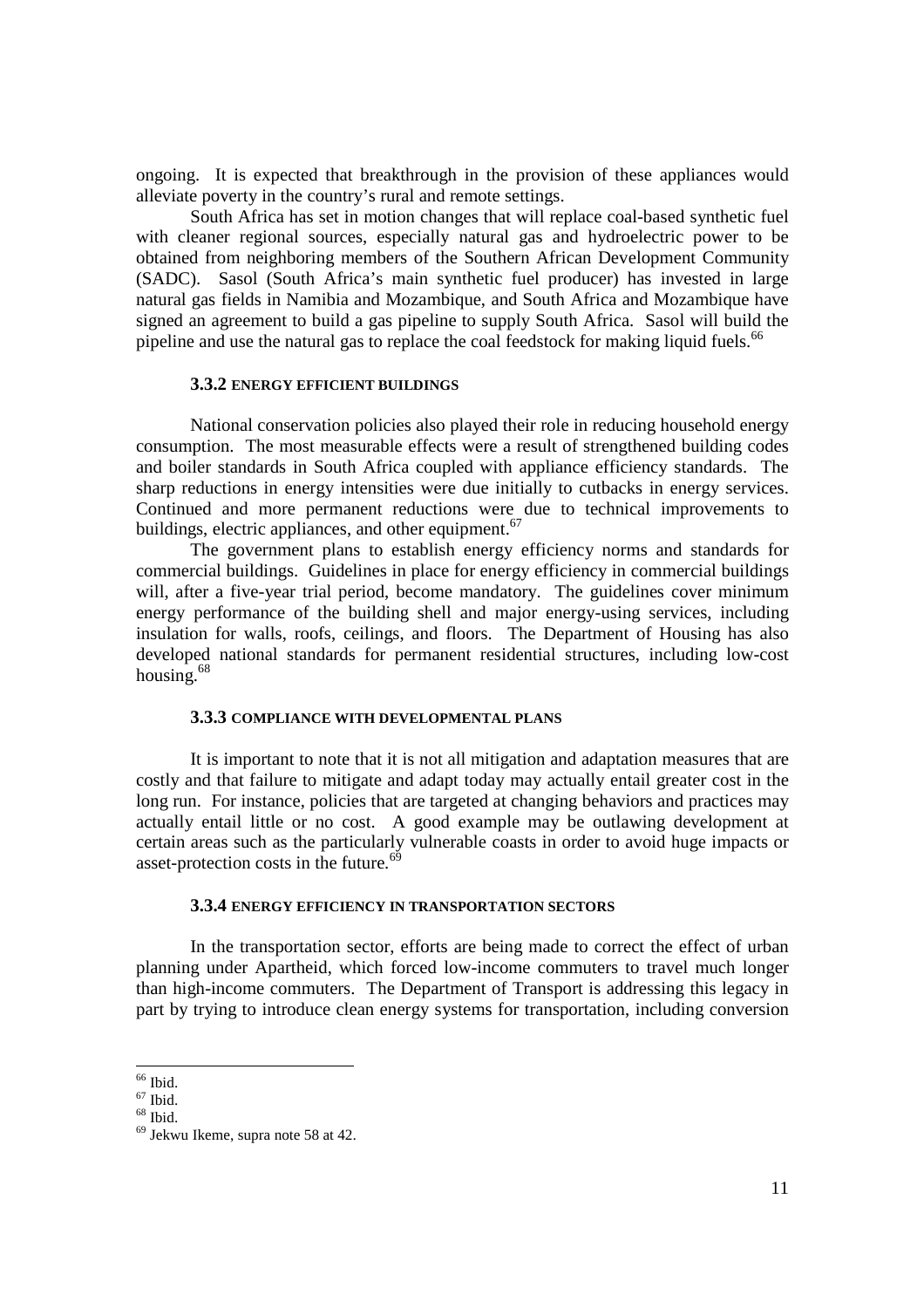ongoing. It is expected that breakthrough in the provision of these appliances would alleviate poverty in the country's rural and remote settings.

South Africa has set in motion changes that will replace coal-based synthetic fuel with cleaner regional sources, especially natural gas and hydroelectric power to be obtained from neighboring members of the Southern African Development Community (SADC). Sasol (South Africa's main synthetic fuel producer) has invested in large natural gas fields in Namibia and Mozambique, and South Africa and Mozambique have signed an agreement to build a gas pipeline to supply South Africa. Sasol will build the pipeline and use the natural gas to replace the coal feedstock for making liquid fuels.[66]

### 3.3.2 ENERGY EFFICIENT BUILDINGS

National conservation policies also played their role in reducing household energy consumption. The most measurable effects were a result of strengthened building codes and boiler standards in South Africa coupled with appliance efficiency standards. The sharp reductions in energy intensities were due initially to cutbacks in energy services. Continued and more permanent reductions were due to technical improvements to buildings, electric appliances, and other equipment.[67]

The government plans to establish energy efficiency norms and standards for commercial buildings. Guidelines in place for energy efficiency in commercial buildings will, after a five-year trial period, become mandatory. The guidelines cover minimum energy performance of the building shell and major energy-using services, including insulation for walls, roofs, ceilings, and floors. The Department of Housing has also developed national standards for permanent residential structures, including low-cost housing.[68]

### 3.3.3 COMPLIANCE WITH DEVELOPMENTAL PLANS

It is important to note that it is not all mitigation and adaptation measures that are costly and that failure to mitigate and adapt today may actually entail greater cost in the long run. For instance, policies that are targeted at changing behaviors and practices may actually entail little or no cost. A good example may be outlawing development at certain areas such as the particularly vulnerable coasts in order to avoid huge impacts or asset-protection costs in the future.[69]

### 3.3.4 ENERGY EFFICIENCY IN TRANSPORTATION SECTORS

In the transportation sector, efforts are being made to correct the effect of urban planning under Apartheid, which forced low-income commuters to travel much longer than high-income commuters. The Department of Transport is addressing this legacy in part by trying to introduce clean energy systems for transportation, including conversion

---

[66] Ibid.

[67] Ibid.

[68] Ibid.

[69] Jekwu Ikeme, supra note 58 at 42.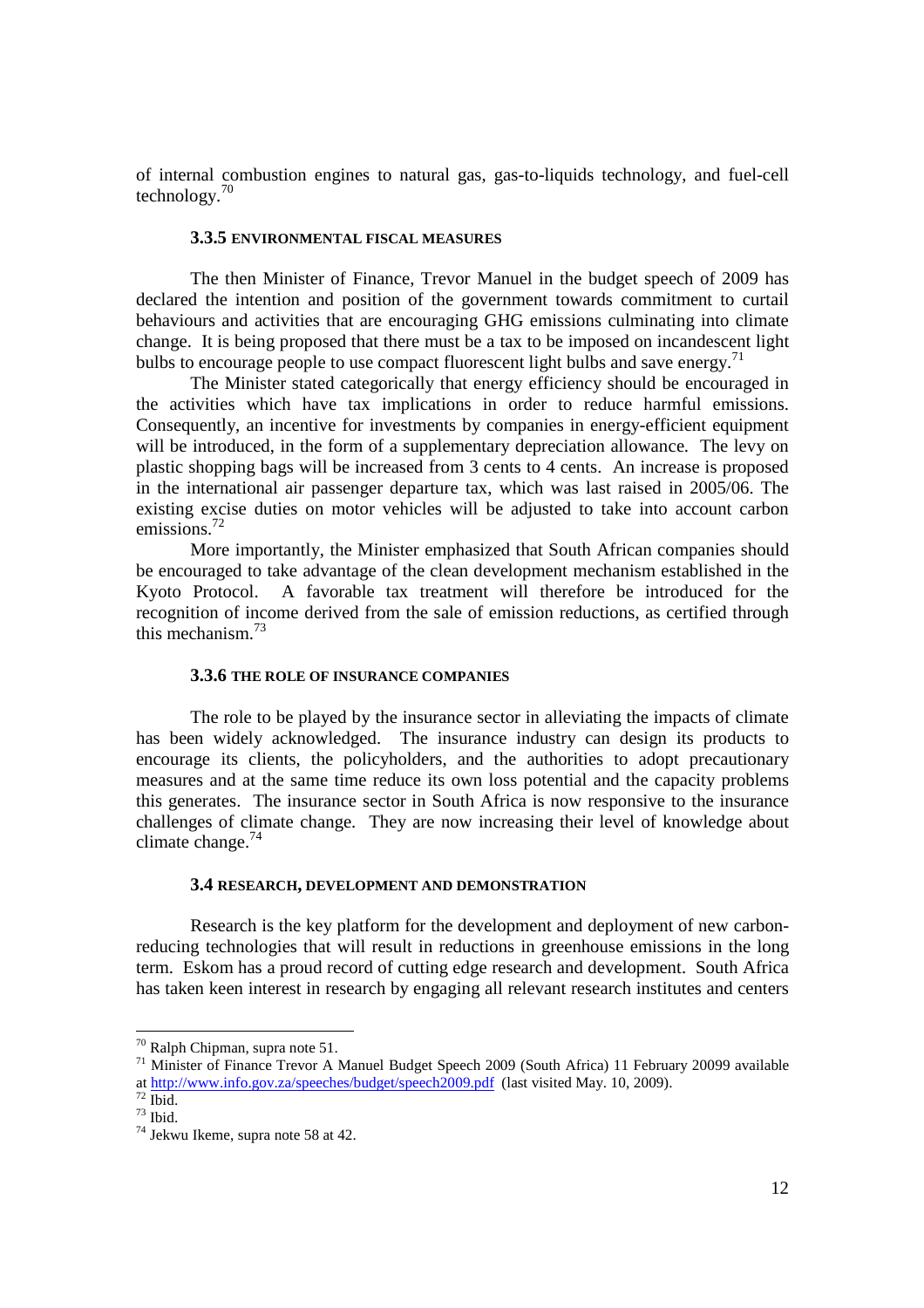of internal combustion engines to natural gas, gas-to-liquids technology, and fuel-cell technology.[70]

### 3.3.5 ENVIRONMENTAL FISCAL MEASURES

The then Minister of Finance, Trevor Manuel in the budget speech of 2009 has declared the intention and position of the government towards commitment to curtail behaviours and activities that are encouraging GHG emissions culminating into climate change. It is being proposed that there must be a tax to be imposed on incandescent light bulbs to encourage people to use compact fluorescent light bulbs and save energy.[71]

The Minister stated categorically that energy efficiency should be encouraged in the activities which have tax implications in order to reduce harmful emissions. Consequently, an incentive for investments by companies in energy-efficient equipment will be introduced, in the form of a supplementary depreciation allowance. The levy on plastic shopping bags will be increased from 3 cents to 4 cents. An increase is proposed in the international air passenger departure tax, which was last raised in 2005/06. The existing excise duties on motor vehicles will be adjusted to take into account carbon emissions.[72]

More importantly, the Minister emphasized that South African companies should be encouraged to take advantage of the clean development mechanism established in the Kyoto Protocol. A favorable tax treatment will therefore be introduced for the recognition of income derived from the sale of emission reductions, as certified through this mechanism.[73]

### 3.3.6 THE ROLE OF INSURANCE COMPANIES

The role to be played by the insurance sector in alleviating the impacts of climate has been widely acknowledged. The insurance industry can design its products to encourage its clients, the policyholders, and the authorities to adopt precautionary measures and at the same time reduce its own loss potential and the capacity problems this generates. The insurance sector in South Africa is now responsive to the insurance challenges of climate change. They are now increasing their level of knowledge about climate change.[74]

### 3.4 RESEARCH, DEVELOPMENT AND DEMONSTRATION

Research is the key platform for the development and deployment of new carbon-reducing technologies that will result in reductions in greenhouse emissions in the long term. Eskom has a proud record of cutting edge research and development. South Africa has taken keen interest in research by engaging all relevant research institutes and centers

---

[70] Ralph Chipman, supra note 51.

[71] Minister of Finance Trevor A Manuel Budget Speech 2009 (South Africa) 11 February 20099 available at http://www.info.gov.za/speeches/budget/speech2009.pdf (last visited May. 10, 2009).

[72] Ibid.

[73] Ibid.

[74] Jekwu Ikeme, supra note 58 at 42.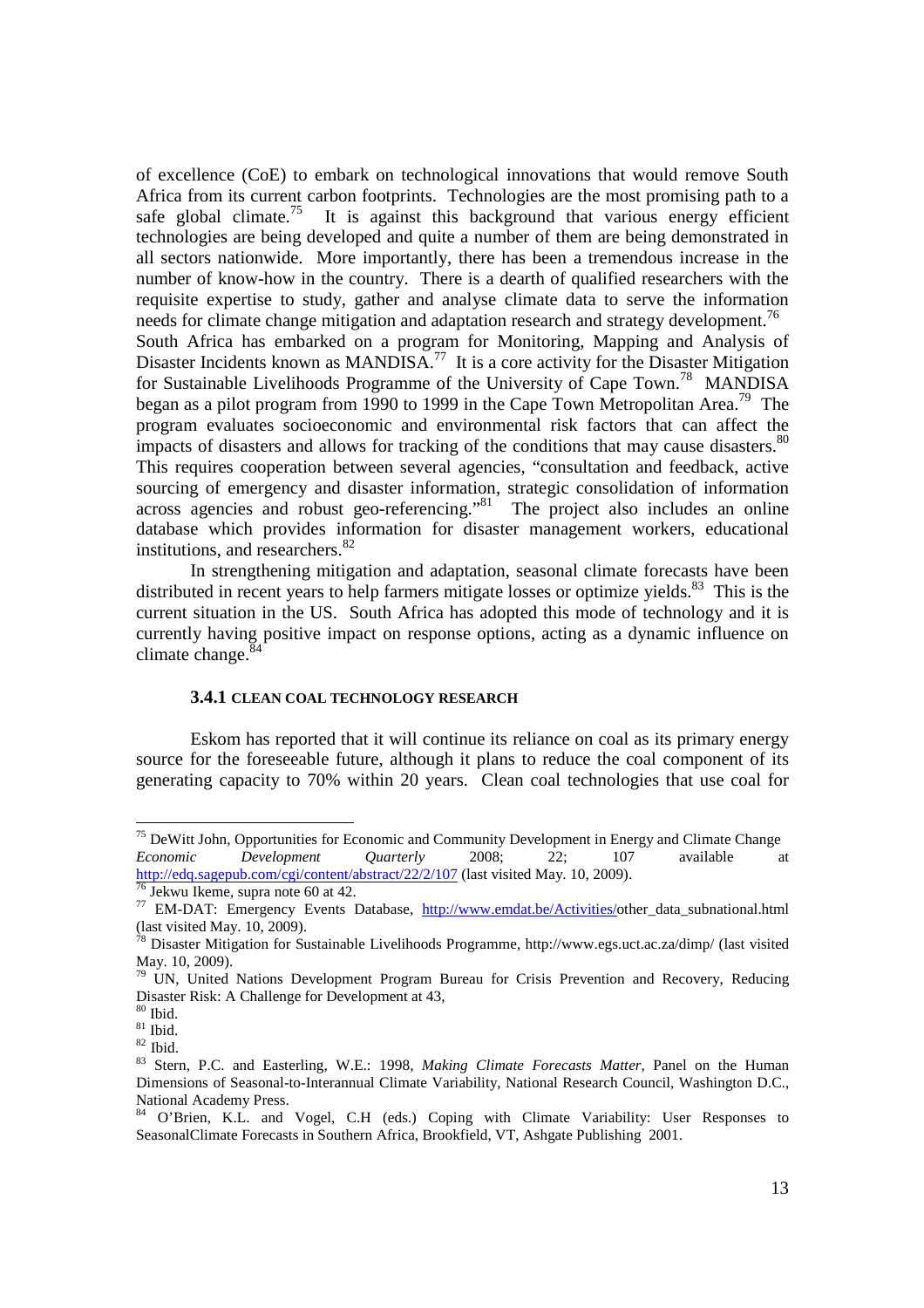of excellence (CoE) to embark on technological innovations that would remove South Africa from its current carbon footprints. Technologies are the most promising path to a safe global climate.[75] It is against this background that various energy efficient technologies are being developed and quite a number of them are being demonstrated in all sectors nationwide. More importantly, there has been a tremendous increase in the number of know-how in the country. There is a dearth of qualified researchers with the requisite expertise to study, gather and analyse climate data to serve the information needs for climate change mitigation and adaptation research and strategy development.[76]
South Africa has embarked on a program for Monitoring, Mapping and Analysis of Disaster Incidents known as MANDISA.[77] It is a core activity for the Disaster Mitigation for Sustainable Livelihoods Programme of the University of Cape Town.[78] MANDISA began as a pilot program from 1990 to 1999 in the Cape Town Metropolitan Area.[79] The program evaluates socioeconomic and environmental risk factors that can affect the impacts of disasters and allows for tracking of the conditions that may cause disasters.[80] This requires cooperation between several agencies, "consultation and feedback, active sourcing of emergency and disaster information, strategic consolidation of information across agencies and robust geo-referencing."[81] The project also includes an online database which provides information for disaster management workers, educational institutions, and researchers.[82]

In strengthening mitigation and adaptation, seasonal climate forecasts have been distributed in recent years to help farmers mitigate losses or optimize yields.[83] This is the current situation in the US. South Africa has adopted this mode of technology and it is currently having positive impact on response options, acting as a dynamic influence on climate change.[84]

#### 3.4.1 CLEAN COAL TECHNOLOGY RESEARCH

Eskom has reported that it will continue its reliance on coal as its primary energy source for the foreseeable future, although it plans to reduce the coal component of its generating capacity to 70% within 20 years. Clean coal technologies that use coal for

---

[75] DeWitt John, Opportunities for Economic and Community Development in Energy and Climate Change *Economic Development Quarterly* 2008; 22; 107 available at http://edq.sagepub.com/cgi/content/abstract/22/2/107 (last visited May. 10, 2009).

[76] Jekwu Ikeme, supra note 60 at 42.

[77] EM-DAT: Emergency Events Database, http://www.emdat.be/Activities/other_data_subnational.html (last visited May. 10, 2009).

[78] Disaster Mitigation for Sustainable Livelihoods Programme, http://www.egs.uct.ac.za/dimp/ (last visited May. 10, 2009).

[79] UN, United Nations Development Program Bureau for Crisis Prevention and Recovery, Reducing Disaster Risk: A Challenge for Development at 43,

[80] Ibid.

[81] Ibid.

[82] Ibid.

[83] Stern, P.C. and Easterling, W.E.: 1998, *Making Climate Forecasts Matter*, Panel on the Human Dimensions of Seasonal-to-Interannual Climate Variability, National Research Council, Washington D.C., National Academy Press.

[84] O'Brien, K.L. and Vogel, C.H (eds.) Coping with Climate Variability: User Responses to SeasonalClimate Forecasts in Southern Africa, Brookfield, VT, Ashgate Publishing 2001.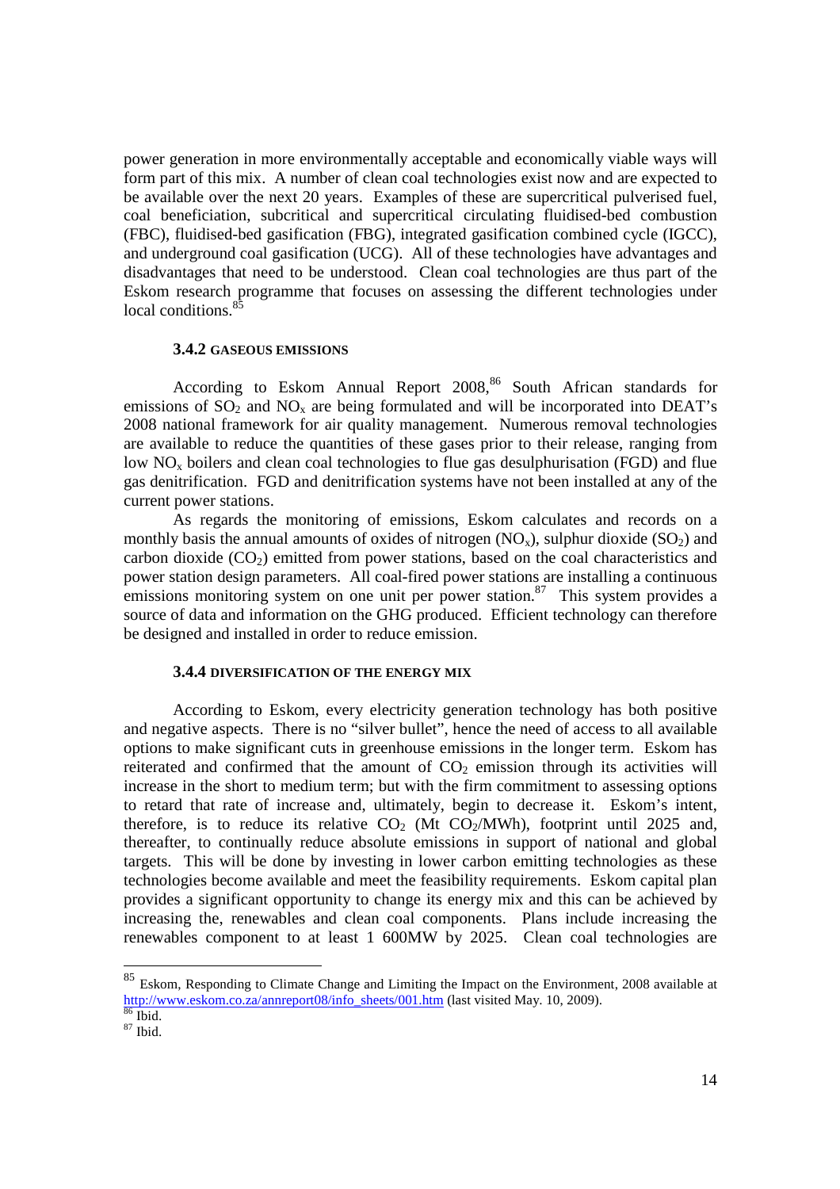power generation in more environmentally acceptable and economically viable ways will form part of this mix. A number of clean coal technologies exist now and are expected to be available over the next 20 years. Examples of these are supercritical pulverised fuel, coal beneficiation, subcritical and supercritical circulating fluidised-bed combustion (FBC), fluidised-bed gasification (FBG), integrated gasification combined cycle (IGCC), and underground coal gasification (UCG). All of these technologies have advantages and disadvantages that need to be understood. Clean coal technologies are thus part of the Eskom research programme that focuses on assessing the different technologies under local conditions.[85]

### 3.4.2 GASEOUS EMISSIONS

According to Eskom Annual Report 2008,[86] South African standards for emissions of $SO_2$ and $NO_x$ are being formulated and will be incorporated into DEAT's 2008 national framework for air quality management. Numerous removal technologies are available to reduce the quantities of these gases prior to their release, ranging from low $NO_x$ boilers and clean coal technologies to flue gas desulphurisation (FGD) and flue gas denitrification. FGD and denitrification systems have not been installed at any of the current power stations.

As regards the monitoring of emissions, Eskom calculates and records on a monthly basis the annual amounts of oxides of nitrogen ($NO_x$), sulphur dioxide ($SO_2$) and carbon dioxide ($CO_2$) emitted from power stations, based on the coal characteristics and power station design parameters. All coal-fired power stations are installing a continuous emissions monitoring system on one unit per power station.[87] This system provides a source of data and information on the GHG produced. Efficient technology can therefore be designed and installed in order to reduce emission.

### 3.4.4 DIVERSIFICATION OF THE ENERGY MIX

According to Eskom, every electricity generation technology has both positive and negative aspects. There is no "silver bullet", hence the need of access to all available options to make significant cuts in greenhouse emissions in the longer term. Eskom has reiterated and confirmed that the amount of $CO_2$ emission through its activities will increase in the short to medium term; but with the firm commitment to assessing options to retard that rate of increase and, ultimately, begin to decrease it. Eskom's intent, therefore, is to reduce its relative $CO_2$ (Mt $CO_2$/MWh), footprint until 2025 and, thereafter, to continually reduce absolute emissions in support of national and global targets. This will be done by investing in lower carbon emitting technologies as these technologies become available and meet the feasibility requirements. Eskom capital plan provides a significant opportunity to change its energy mix and this can be achieved by increasing the, renewables and clean coal components. Plans include increasing the renewables component to at least 1 600MW by 2025. Clean coal technologies are

---

[85] Eskom, Responding to Climate Change and Limiting the Impact on the Environment, 2008 available at http://www.eskom.co.za/annreport08/info_sheets/001.htm (last visited May. 10, 2009).

[86] Ibid.

[87] Ibid.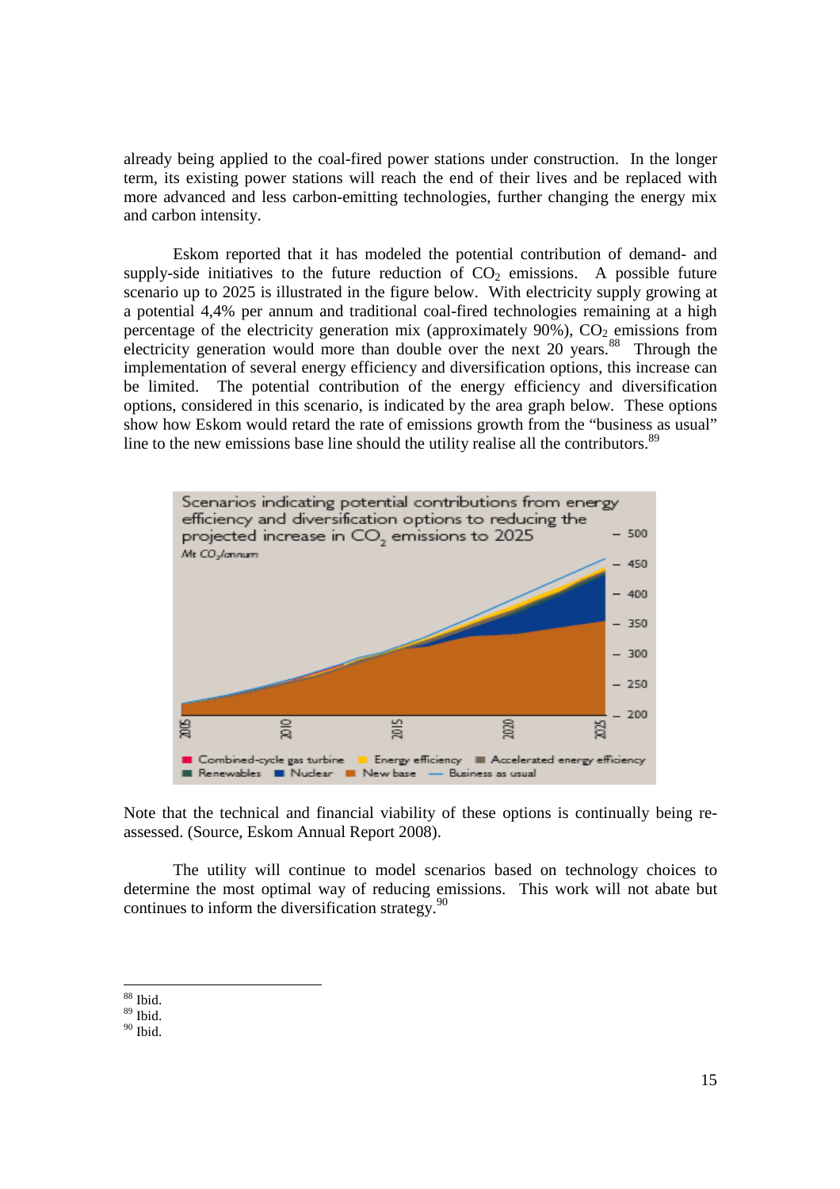already being applied to the coal-fired power stations under construction. In the longer term, its existing power stations will reach the end of their lives and be replaced with more advanced and less carbon-emitting technologies, further changing the energy mix and carbon intensity.

Eskom reported that it has modeled the potential contribution of demand- and supply-side initiatives to the future reduction of $CO_2$ emissions. A possible future scenario up to 2025 is illustrated in the figure below. With electricity supply growing at a potential 4,4% per annum and traditional coal-fired technologies remaining at a high percentage of the electricity generation mix (approximately 90%), $CO_2$ emissions from electricity generation would more than double over the next 20 years.[88] Through the implementation of several energy efficiency and diversification options, this increase can be limited. The potential contribution of the energy efficiency and diversification options, considered in this scenario, is indicated by the area graph below. These options show how Eskom would retard the rate of emissions growth from the "business as usual" line to the new emissions base line should the utility realise all the contributors.[89]

Scenarios indicating potential contributions from energy efficiency and diversification options to reducing the projected increase in $CO_2$ emissions to 2025

*Mt $CO_2$/annum*

Combined-cycle gas turbine, Energy efficiency, Accelerated energy efficiency, Renewables, Nuclear, New base, Business as usual

Note that the technical and financial viability of these options is continually being re-assessed. (Source, Eskom Annual Report 2008).

The utility will continue to model scenarios based on technology choices to determine the most optimal way of reducing emissions. This work will not abate but continues to inform the diversification strategy.[90]

---

[88] Ibid.
[89] Ibid.
[90] Ibid.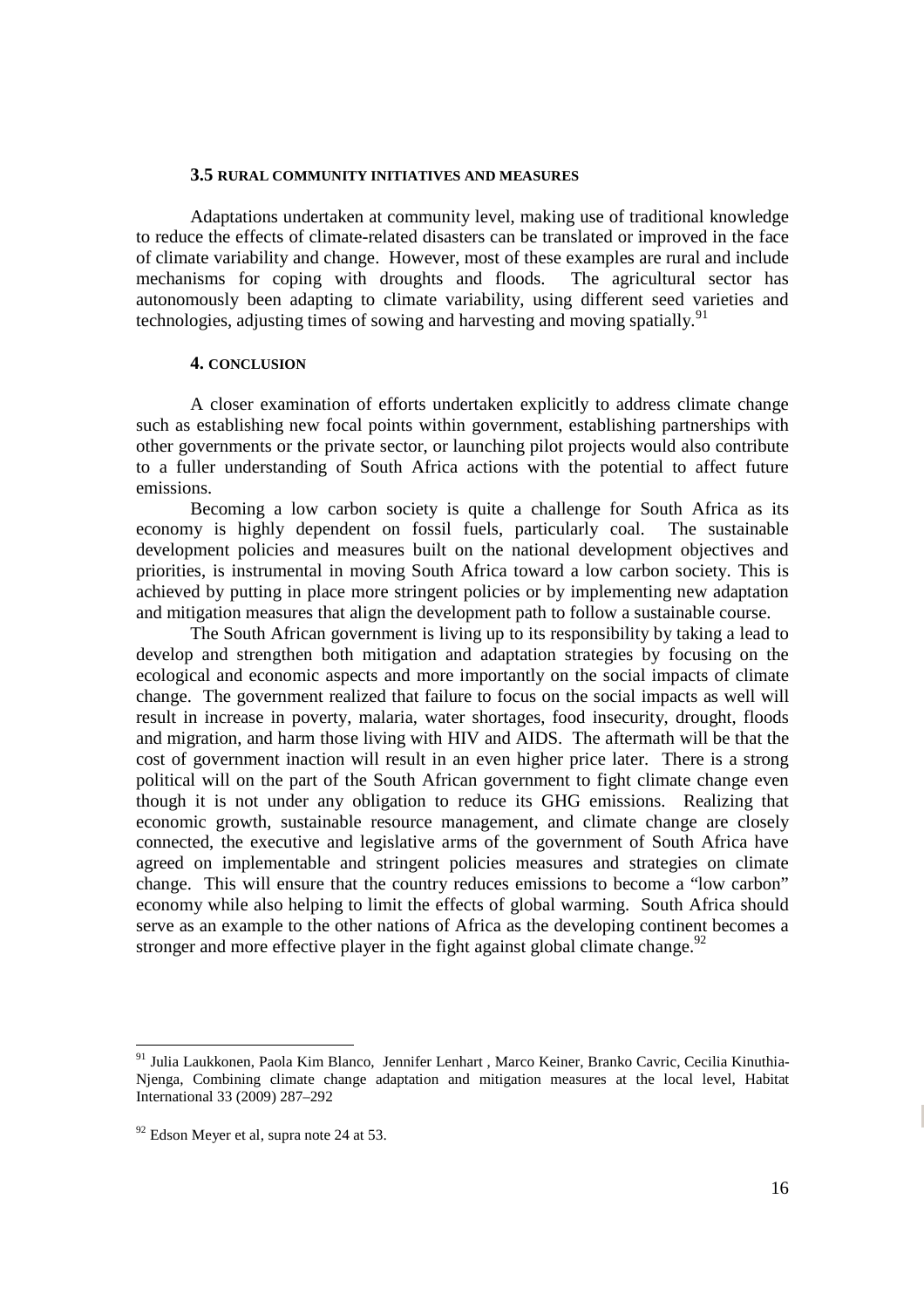### 3.5 RURAL COMMUNITY INITIATIVES AND MEASURES

Adaptations undertaken at community level, making use of traditional knowledge to reduce the effects of climate-related disasters can be translated or improved in the face of climate variability and change. However, most of these examples are rural and include mechanisms for coping with droughts and floods. The agricultural sector has autonomously been adapting to climate variability, using different seed varieties and technologies, adjusting times of sowing and harvesting and moving spatially.[91]

## 4. CONCLUSION

A closer examination of efforts undertaken explicitly to address climate change such as establishing new focal points within government, establishing partnerships with other governments or the private sector, or launching pilot projects would also contribute to a fuller understanding of South Africa actions with the potential to affect future emissions.

Becoming a low carbon society is quite a challenge for South Africa as its economy is highly dependent on fossil fuels, particularly coal. The sustainable development policies and measures built on the national development objectives and priorities, is instrumental in moving South Africa toward a low carbon society. This is achieved by putting in place more stringent policies or by implementing new adaptation and mitigation measures that align the development path to follow a sustainable course.

The South African government is living up to its responsibility by taking a lead to develop and strengthen both mitigation and adaptation strategies by focusing on the ecological and economic aspects and more importantly on the social impacts of climate change. The government realized that failure to focus on the social impacts as well will result in increase in poverty, malaria, water shortages, food insecurity, drought, floods and migration, and harm those living with HIV and AIDS. The aftermath will be that the cost of government inaction will result in an even higher price later. There is a strong political will on the part of the South African government to fight climate change even though it is not under any obligation to reduce its GHG emissions. Realizing that economic growth, sustainable resource management, and climate change are closely connected, the executive and legislative arms of the government of South Africa have agreed on implementable and stringent policies measures and strategies on climate change. This will ensure that the country reduces emissions to become a "low carbon" economy while also helping to limit the effects of global warming. South Africa should serve as an example to the other nations of Africa as the developing continent becomes a stronger and more effective player in the fight against global climate change.[92]

---

[91] Julia Laukkonen, Paola Kim Blanco, Jennifer Lenhart , Marco Keiner, Branko Cavric, Cecilia Kinuthia-Njenga, Combining climate change adaptation and mitigation measures at the local level, Habitat International 33 (2009) 287–292

[92] Edson Meyer et al, supra note 24 at 53.